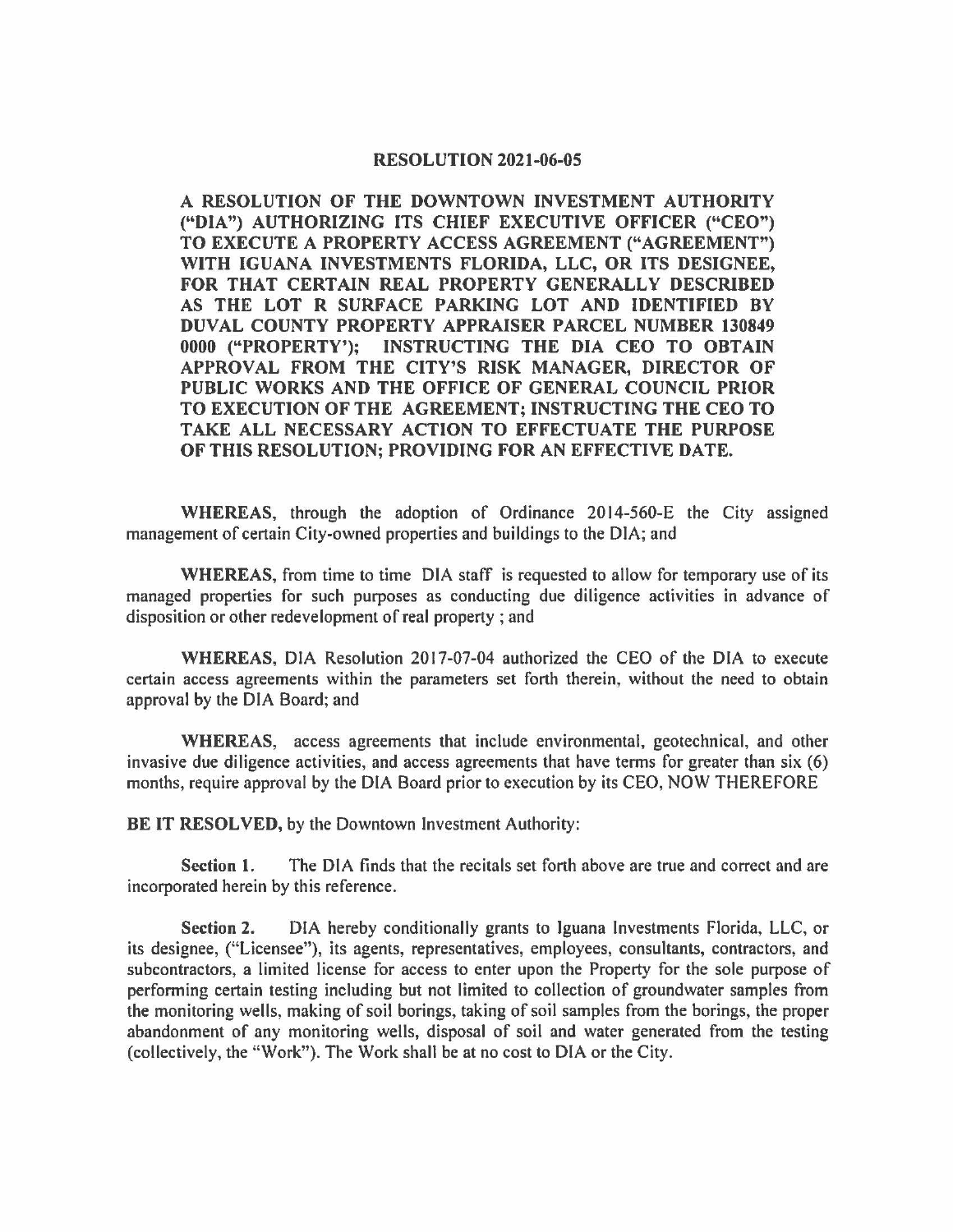# RESOLUTION 2021-06-05

**A RESOLUTION OF THE DOWNTOWN INVESTMENT AUTHORITY ("DIA") AUTHORIZING ITS CHIEF EXECUTIVE OFFICER ("CEO") TO EXECUTE A PROPERTY ACCESS AGREEMENT ("AGREEMENT") WITH IGUANA INVESTMENTS FLORIDA, LLC, OR ITS DESIGNEE, FOR THAT CERTAIN REAL PROPERTY GENERALLY DESCRIBED AS THE LOT R SURFACE PARKING LOT AND IDENTIFIED BY DUVAL COUNTY PROPERTY APPRAISER PARCEL NUMBER 130849 0000 ("PROPERTY'); INSTRUCTING THE DIA CEO TO OBTAIN APPROVAL FROM THE CITY'S RISK MANAGER, DIRECTOR OF PUBLIC WORKS AND THE OFFICE OF GENERAL COUNCIL PRIOR TO EXECUTION OF THE AGREEMENT; INSTRUCTING THE CEO TO TAKE ALL NECESSARY ACTION TO EFFECTUATE THE PURPOSE OF THIS RESOLUTION; PROVIDING FOR AN EFFECTIVE DATE.**

**WHEREAS**, through the adoption of Ordinance 2014-560-E the City assigned management of certain City-owned properties and buildings to the DIA; and

**WHEREAS**, from time to time DIA staff is requested to allow for temporary use of its managed properties for such purposes as conducting due diligence activities in advance of disposition or other redevelopment of real property ; and

**WHEREAS**, DIA Resolution 2017-07-04 authorized the CEO of the DIA to execute certain access agreements within the parameters set forth therein, without the need to obtain approval by the DIA Board; and

**WHEREAS**, access agreements that include environmental, geotechnical, and other invasive due diligence activities, and access agreements that have terms for greater than six (6) months, require approval by the DIA Board prior to execution by its CEO, NOW THEREFORE

**BE IT RESOLVED,** by the Downtown Investment Authority:

**Section 1.** The DIA finds that the recitals set forth above are true and correct and are incorporated herein by this reference.

**Section 2.** DIA hereby conditionally grants to Iguana Investments Florida, LLC, or its designee, ("Licensee"), its agents, representatives, employees, consultants, contractors, and subcontractors, a limited license for access to enter upon the Property for the sole purpose of performing certain testing including but not limited to collection of groundwater samples from the monitoring wells, making of soil borings, taking of soil samples from the borings, the proper abandonment of any monitoring wells, disposal of soil and water generated from the testing (collectively, the "Work"). The Work shall be at no cost to DIA or the City.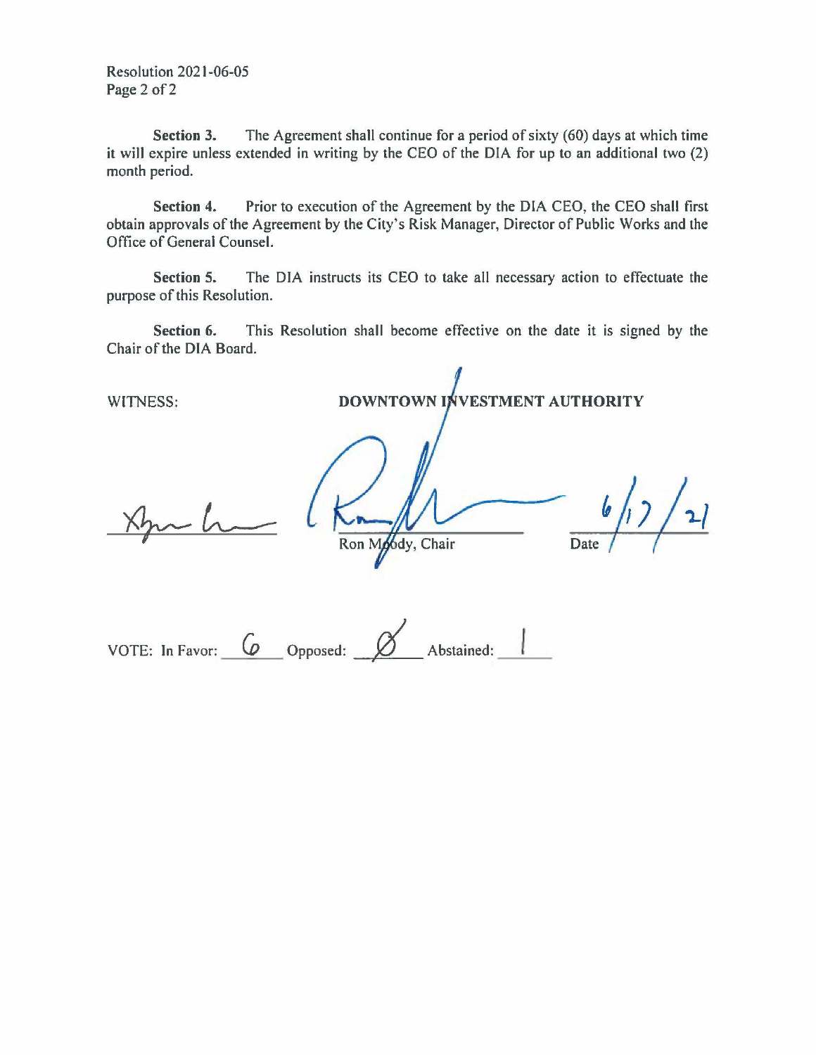**Section 3.** The Agreement shall continue for a period of sixty (60) days at which time it will expire unless extended in writing by the CEO of the DIA for up to an additional two (2) month period.

**Section 4.** Prior to execution of the Agreement by the DIA CEO, the CEO shall first obtain approvals of the Agreement by the City's Risk Manager, Director of Public Works and the Office of General Counsel.

**Section 5.** The DIA instructs its CEO to take all necessary action to effectuate the purpose of this Resolution.

**Section 6.** This Resolution shall become effective on the date it is signed by the Chair of the DIA Board.

WITNESS: **DOWNTOWN INVESTMENT AUTHORITY**

Ron Moody, Chair Date 6/17/21

VOTE: In Favor: 6 Opposed: Ø Abstained: 1